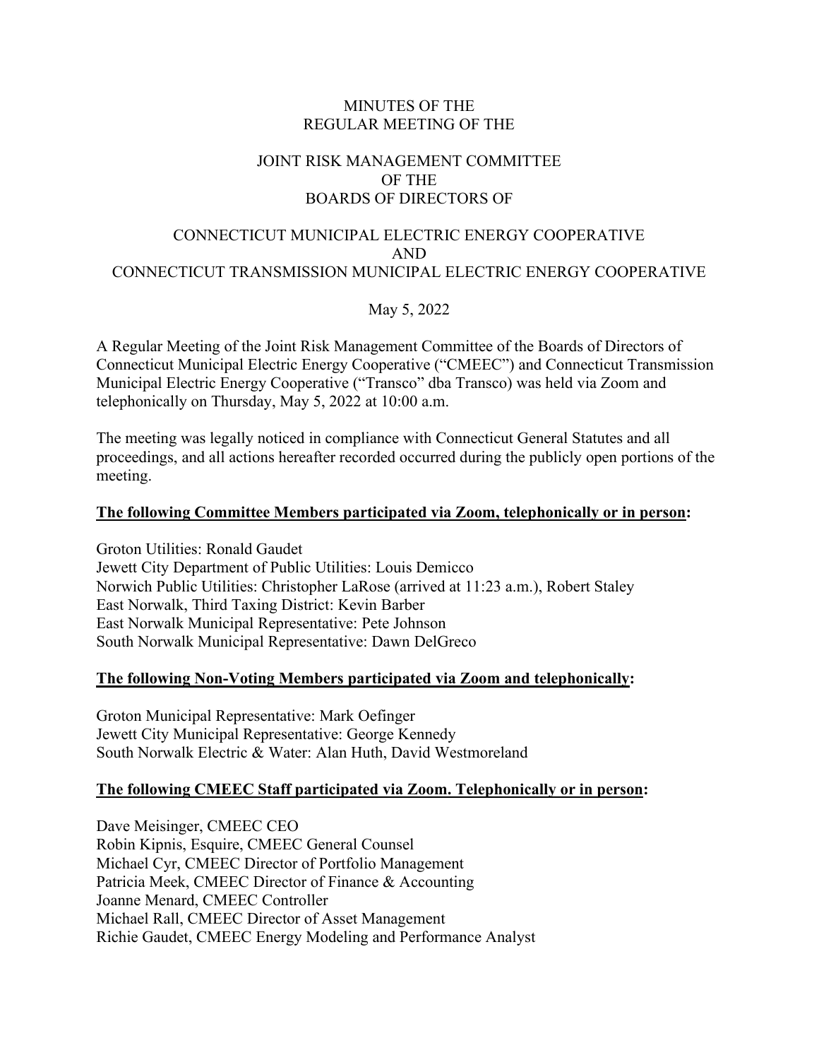MINUTES OF THE
REGULAR MEETING OF THE

JOINT RISK MANAGEMENT COMMITTEE
OF THE
BOARDS OF DIRECTORS OF

CONNECTICUT MUNICIPAL ELECTRIC ENERGY COOPERATIVE
AND
CONNECTICUT TRANSMISSION MUNICIPAL ELECTRIC ENERGY COOPERATIVE

May 5, 2022

A Regular Meeting of the Joint Risk Management Committee of the Boards of Directors of Connecticut Municipal Electric Energy Cooperative ("CMEEC") and Connecticut Transmission Municipal Electric Energy Cooperative ("Transco" dba Transco) was held via Zoom and telephonically on Thursday, May 5, 2022 at 10:00 a.m.

The meeting was legally noticed in compliance with Connecticut General Statutes and all proceedings, and all actions hereafter recorded occurred during the publicly open portions of the meeting.

**The following Committee Members participated via Zoom, telephonically or in person:**

Groton Utilities: Ronald Gaudet
Jewett City Department of Public Utilities: Louis Demicco
Norwich Public Utilities: Christopher LaRose (arrived at 11:23 a.m.), Robert Staley
East Norwalk, Third Taxing District: Kevin Barber
East Norwalk Municipal Representative: Pete Johnson
South Norwalk Municipal Representative: Dawn DelGreco

**The following Non-Voting Members participated via Zoom and telephonically:**

Groton Municipal Representative: Mark Oefinger
Jewett City Municipal Representative: George Kennedy
South Norwalk Electric & Water: Alan Huth, David Westmoreland

**The following CMEEC Staff participated via Zoom. Telephonically or in person:**

Dave Meisinger, CMEEC CEO
Robin Kipnis, Esquire, CMEEC General Counsel
Michael Cyr, CMEEC Director of Portfolio Management
Patricia Meek, CMEEC Director of Finance & Accounting
Joanne Menard, CMEEC Controller
Michael Rall, CMEEC Director of Asset Management
Richie Gaudet, CMEEC Energy Modeling and Performance Analyst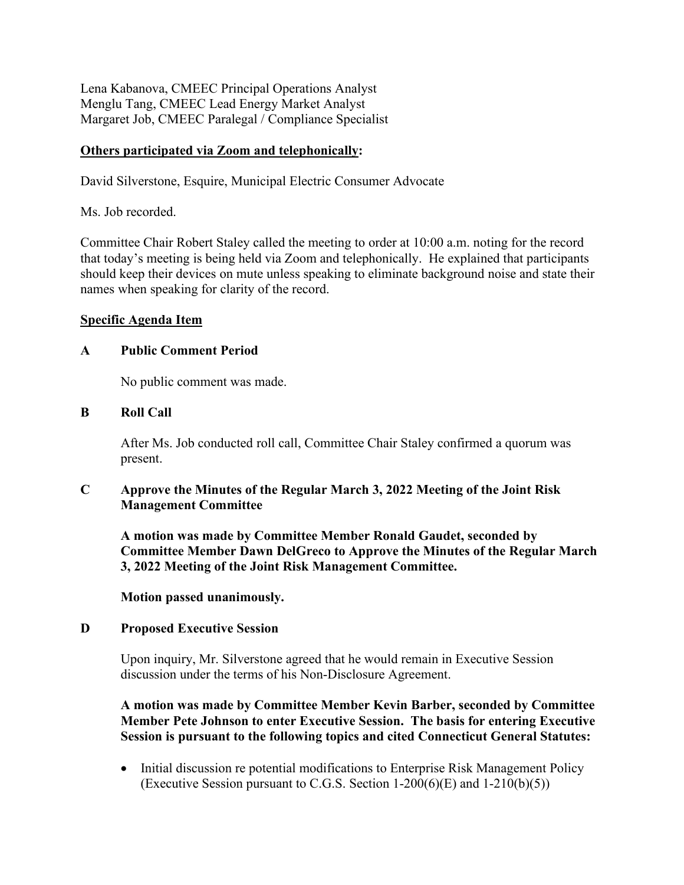Lena Kabanova, CMEEC Principal Operations Analyst
Menglu Tang, CMEEC Lead Energy Market Analyst
Margaret Job, CMEEC Paralegal / Compliance Specialist

**Others participated via Zoom and telephonically:**

David Silverstone, Esquire, Municipal Electric Consumer Advocate

Ms. Job recorded.

Committee Chair Robert Staley called the meeting to order at 10:00 a.m. noting for the record that today's meeting is being held via Zoom and telephonically. He explained that participants should keep their devices on mute unless speaking to eliminate background noise and state their names when speaking for clarity of the record.

**Specific Agenda Item**

**A Public Comment Period**

No public comment was made.

**B Roll Call**

After Ms. Job conducted roll call, Committee Chair Staley confirmed a quorum was present.

**C Approve the Minutes of the Regular March 3, 2022 Meeting of the Joint Risk Management Committee**

**A motion was made by Committee Member Ronald Gaudet, seconded by Committee Member Dawn DelGreco to Approve the Minutes of the Regular March 3, 2022 Meeting of the Joint Risk Management Committee.**

**Motion passed unanimously.**

**D Proposed Executive Session**

Upon inquiry, Mr. Silverstone agreed that he would remain in Executive Session discussion under the terms of his Non-Disclosure Agreement.

**A motion was made by Committee Member Kevin Barber, seconded by Committee Member Pete Johnson to enter Executive Session. The basis for entering Executive Session is pursuant to the following topics and cited Connecticut General Statutes:**

- Initial discussion re potential modifications to Enterprise Risk Management Policy (Executive Session pursuant to C.G.S. Section 1-200(6)(E) and 1-210(b)(5))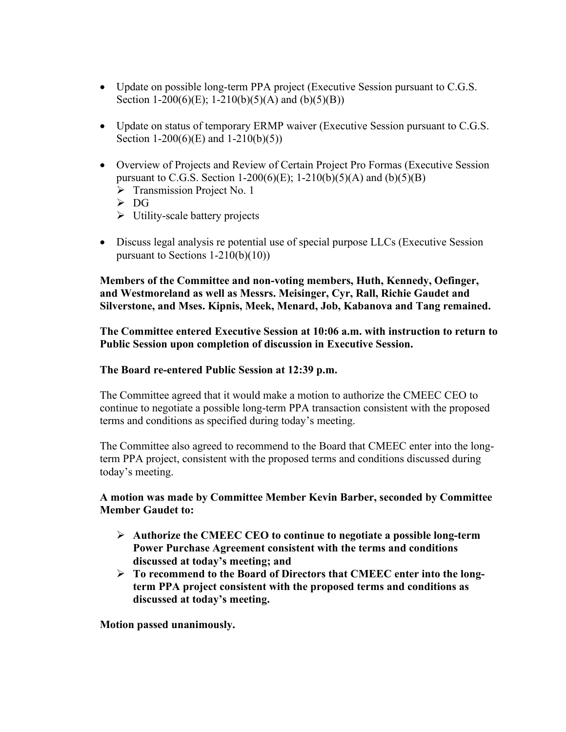- Update on possible long-term PPA project (Executive Session pursuant to C.G.S. Section 1-200(6)(E); 1-210(b)(5)(A) and (b)(5)(B))

- Update on status of temporary ERMP waiver (Executive Session pursuant to C.G.S. Section 1-200(6)(E) and 1-210(b)(5))

- Overview of Projects and Review of Certain Project Pro Formas (Executive Session pursuant to C.G.S. Section 1-200(6)(E); 1-210(b)(5)(A) and (b)(5)(B)
  - Transmission Project No. 1
  - DG
  - Utility-scale battery projects

- Discuss legal analysis re potential use of special purpose LLCs (Executive Session pursuant to Sections 1-210(b)(10))

**Members of the Committee and non-voting members, Huth, Kennedy, Oefinger, and Westmoreland as well as Messrs. Meisinger, Cyr, Rall, Richie Gaudet and Silverstone, and Mses. Kipnis, Meek, Menard, Job, Kabanova and Tang remained.**

**The Committee entered Executive Session at 10:06 a.m. with instruction to return to Public Session upon completion of discussion in Executive Session.**

**The Board re-entered Public Session at 12:39 p.m.**

The Committee agreed that it would make a motion to authorize the CMEEC CEO to continue to negotiate a possible long-term PPA transaction consistent with the proposed terms and conditions as specified during today's meeting.

The Committee also agreed to recommend to the Board that CMEEC enter into the long-term PPA project, consistent with the proposed terms and conditions discussed during today's meeting.

**A motion was made by Committee Member Kevin Barber, seconded by Committee Member Gaudet to:**

- **Authorize the CMEEC CEO to continue to negotiate a possible long-term Power Purchase Agreement consistent with the terms and conditions discussed at today's meeting; and**
- **To recommend to the Board of Directors that CMEEC enter into the long-term PPA project consistent with the proposed terms and conditions as discussed at today's meeting.**

**Motion passed unanimously.**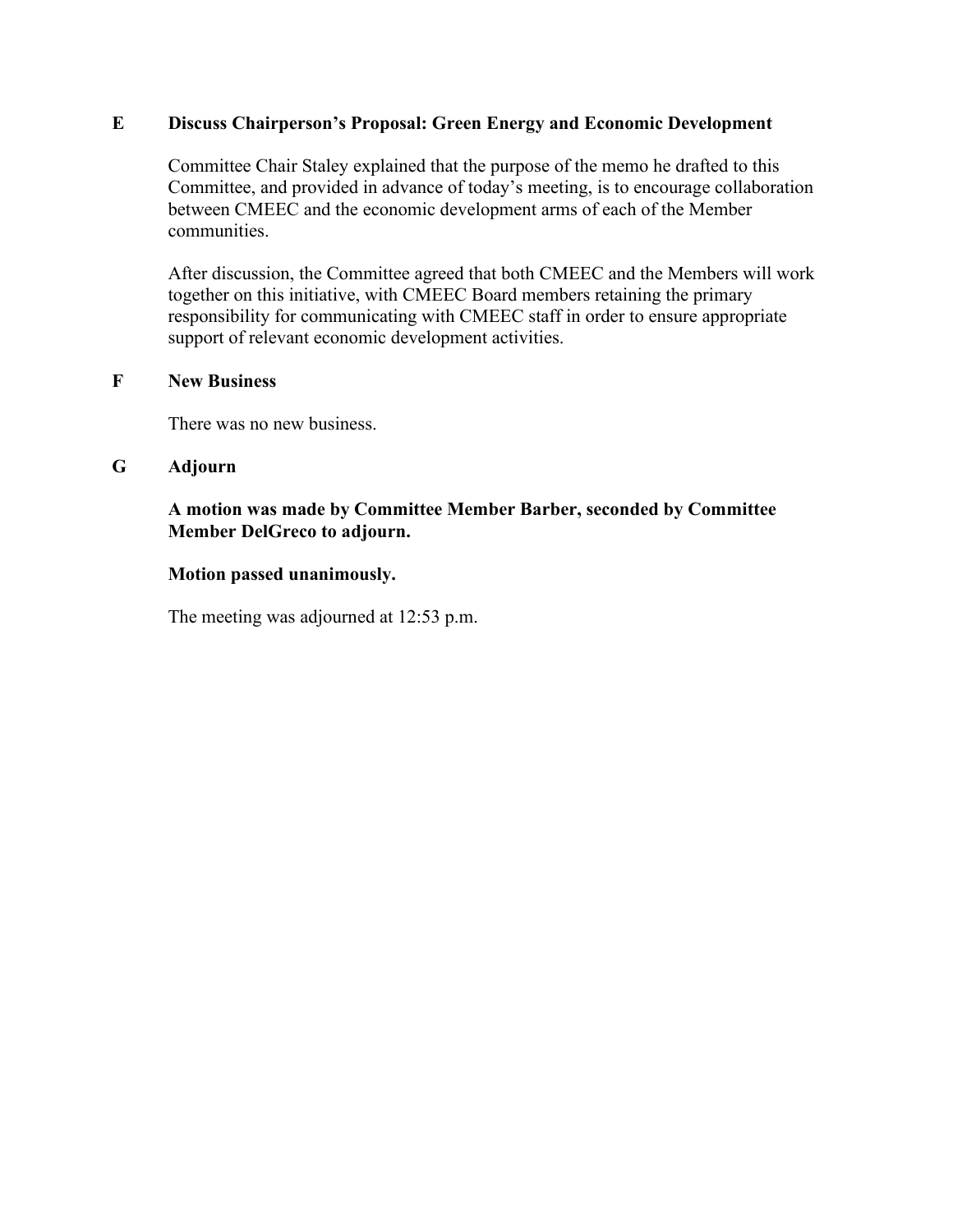**E Discuss Chairperson's Proposal: Green Energy and Economic Development**

Committee Chair Staley explained that the purpose of the memo he drafted to this Committee, and provided in advance of today's meeting, is to encourage collaboration between CMEEC and the economic development arms of each of the Member communities.

After discussion, the Committee agreed that both CMEEC and the Members will work together on this initiative, with CMEEC Board members retaining the primary responsibility for communicating with CMEEC staff in order to ensure appropriate support of relevant economic development activities.

**F New Business**

There was no new business.

**G Adjourn**

**A motion was made by Committee Member Barber, seconded by Committee Member DelGreco to adjourn.**

**Motion passed unanimously.**

The meeting was adjourned at 12:53 p.m.